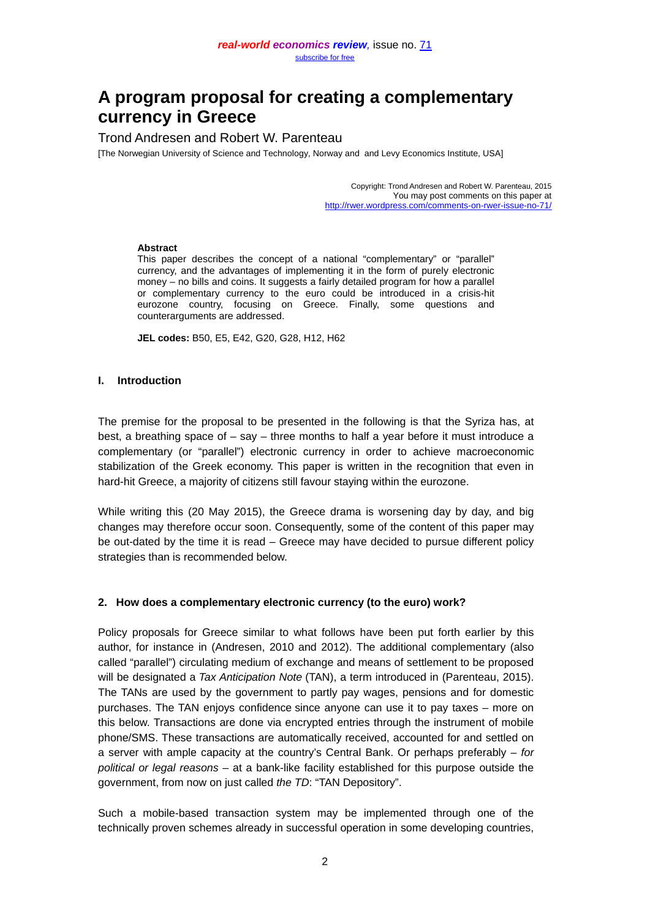# A program proposal for creating a complementary currency in Greece

Trond Andresen and Robert W. Parenteau

[The Norwegian University of Science and Technology, Norway and and Levy Economics Institute, USA]

Copyright: Trond Andresen and Robert W. Parenteau, 2015
You may post comments on this paper at
http://rwer.wordpress.com/comments-on-rwer-issue-no-71/

**Abstract**

This paper describes the concept of a national "complementary" or "parallel" currency, and the advantages of implementing it in the form of purely electronic money – no bills and coins. It suggests a fairly detailed program for how a parallel or complementary currency to the euro could be introduced in a crisis-hit eurozone country, focusing on Greece. Finally, some questions and counterarguments are addressed.

**JEL codes:** B50, E5, E42, G20, G28, H12, H62

## I. Introduction

The premise for the proposal to be presented in the following is that the Syriza has, at best, a breathing space of – say – three months to half a year before it must introduce a complementary (or "parallel") electronic currency in order to achieve macroeconomic stabilization of the Greek economy. This paper is written in the recognition that even in hard-hit Greece, a majority of citizens still favour staying within the eurozone.

While writing this (20 May 2015), the Greece drama is worsening day by day, and big changes may therefore occur soon. Consequently, some of the content of this paper may be out-dated by the time it is read – Greece may have decided to pursue different policy strategies than is recommended below.

## 2. How does a complementary electronic currency (to the euro) work?

Policy proposals for Greece similar to what follows have been put forth earlier by this author, for instance in (Andresen, 2010 and 2012). The additional complementary (also called "parallel") circulating medium of exchange and means of settlement to be proposed will be designated a *Tax Anticipation Note* (TAN), a term introduced in (Parenteau, 2015). The TANs are used by the government to partly pay wages, pensions and for domestic purchases. The TAN enjoys confidence since anyone can use it to pay taxes – more on this below. Transactions are done via encrypted entries through the instrument of mobile phone/SMS. These transactions are automatically received, accounted for and settled on a server with ample capacity at the country's Central Bank. Or perhaps preferably – *for political or legal reasons* – at a bank-like facility established for this purpose outside the government, from now on just called *the TD*: "TAN Depository".

Such a mobile-based transaction system may be implemented through one of the technically proven schemes already in successful operation in some developing countries,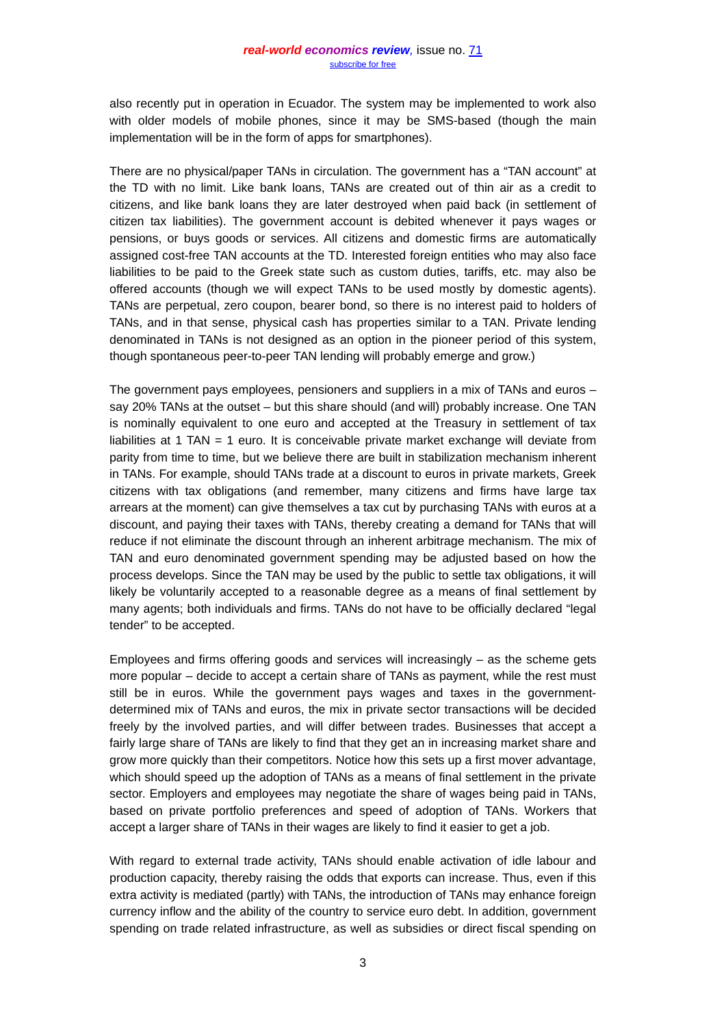also recently put in operation in Ecuador. The system may be implemented to work also with older models of mobile phones, since it may be SMS-based (though the main implementation will be in the form of apps for smartphones).

There are no physical/paper TANs in circulation. The government has a "TAN account" at the TD with no limit. Like bank loans, TANs are created out of thin air as a credit to citizens, and like bank loans they are later destroyed when paid back (in settlement of citizen tax liabilities). The government account is debited whenever it pays wages or pensions, or buys goods or services. All citizens and domestic firms are automatically assigned cost-free TAN accounts at the TD. Interested foreign entities who may also face liabilities to be paid to the Greek state such as custom duties, tariffs, etc. may also be offered accounts (though we will expect TANs to be used mostly by domestic agents). TANs are perpetual, zero coupon, bearer bond, so there is no interest paid to holders of TANs, and in that sense, physical cash has properties similar to a TAN. Private lending denominated in TANs is not designed as an option in the pioneer period of this system, though spontaneous peer-to-peer TAN lending will probably emerge and grow.)

The government pays employees, pensioners and suppliers in a mix of TANs and euros – say 20% TANs at the outset – but this share should (and will) probably increase. One TAN is nominally equivalent to one euro and accepted at the Treasury in settlement of tax liabilities at 1 TAN = 1 euro. It is conceivable private market exchange will deviate from parity from time to time, but we believe there are built in stabilization mechanism inherent in TANs. For example, should TANs trade at a discount to euros in private markets, Greek citizens with tax obligations (and remember, many citizens and firms have large tax arrears at the moment) can give themselves a tax cut by purchasing TANs with euros at a discount, and paying their taxes with TANs, thereby creating a demand for TANs that will reduce if not eliminate the discount through an inherent arbitrage mechanism. The mix of TAN and euro denominated government spending may be adjusted based on how the process develops. Since the TAN may be used by the public to settle tax obligations, it will likely be voluntarily accepted to a reasonable degree as a means of final settlement by many agents; both individuals and firms. TANs do not have to be officially declared "legal tender" to be accepted.

Employees and firms offering goods and services will increasingly – as the scheme gets more popular – decide to accept a certain share of TANs as payment, while the rest must still be in euros. While the government pays wages and taxes in the government-determined mix of TANs and euros, the mix in private sector transactions will be decided freely by the involved parties, and will differ between trades. Businesses that accept a fairly large share of TANs are likely to find that they get an in increasing market share and grow more quickly than their competitors. Notice how this sets up a first mover advantage, which should speed up the adoption of TANs as a means of final settlement in the private sector. Employers and employees may negotiate the share of wages being paid in TANs, based on private portfolio preferences and speed of adoption of TANs. Workers that accept a larger share of TANs in their wages are likely to find it easier to get a job.

With regard to external trade activity, TANs should enable activation of idle labour and production capacity, thereby raising the odds that exports can increase. Thus, even if this extra activity is mediated (partly) with TANs, the introduction of TANs may enhance foreign currency inflow and the ability of the country to service euro debt. In addition, government spending on trade related infrastructure, as well as subsidies or direct fiscal spending on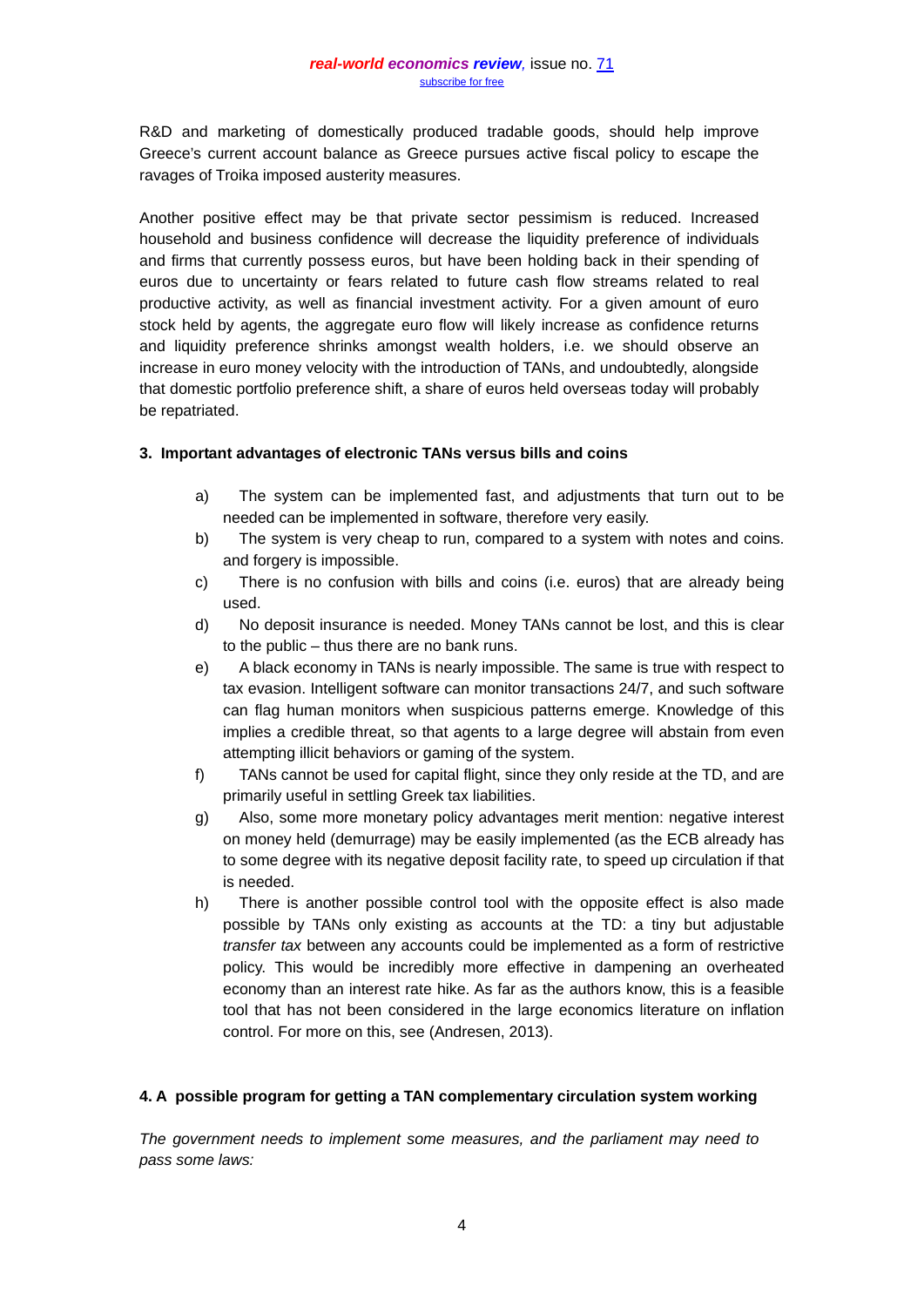R&D and marketing of domestically produced tradable goods, should help improve Greece's current account balance as Greece pursues active fiscal policy to escape the ravages of Troika imposed austerity measures.

Another positive effect may be that private sector pessimism is reduced. Increased household and business confidence will decrease the liquidity preference of individuals and firms that currently possess euros, but have been holding back in their spending of euros due to uncertainty or fears related to future cash flow streams related to real productive activity, as well as financial investment activity. For a given amount of euro stock held by agents, the aggregate euro flow will likely increase as confidence returns and liquidity preference shrinks amongst wealth holders, i.e. we should observe an increase in euro money velocity with the introduction of TANs, and undoubtedly, alongside that domestic portfolio preference shift, a share of euros held overseas today will probably be repatriated.

### 3. Important advantages of electronic TANs versus bills and coins

a) The system can be implemented fast, and adjustments that turn out to be needed can be implemented in software, therefore very easily.

b) The system is very cheap to run, compared to a system with notes and coins. and forgery is impossible.

c) There is no confusion with bills and coins (i.e. euros) that are already being used.

d) No deposit insurance is needed. Money TANs cannot be lost, and this is clear to the public – thus there are no bank runs.

e) A black economy in TANs is nearly impossible. The same is true with respect to tax evasion. Intelligent software can monitor transactions 24/7, and such software can flag human monitors when suspicious patterns emerge. Knowledge of this implies a credible threat, so that agents to a large degree will abstain from even attempting illicit behaviors or gaming of the system.

f) TANs cannot be used for capital flight, since they only reside at the TD, and are primarily useful in settling Greek tax liabilities.

g) Also, some more monetary policy advantages merit mention: negative interest on money held (demurrage) may be easily implemented (as the ECB already has to some degree with its negative deposit facility rate, to speed up circulation if that is needed.

h) There is another possible control tool with the opposite effect is also made possible by TANs only existing as accounts at the TD: a tiny but adjustable *transfer tax* between any accounts could be implemented as a form of restrictive policy. This would be incredibly more effective in dampening an overheated economy than an interest rate hike. As far as the authors know, this is a feasible tool that has not been considered in the large economics literature on inflation control. For more on this, see (Andresen, 2013).

### 4. A possible program for getting a TAN complementary circulation system working

*The government needs to implement some measures, and the parliament may need to pass some laws:*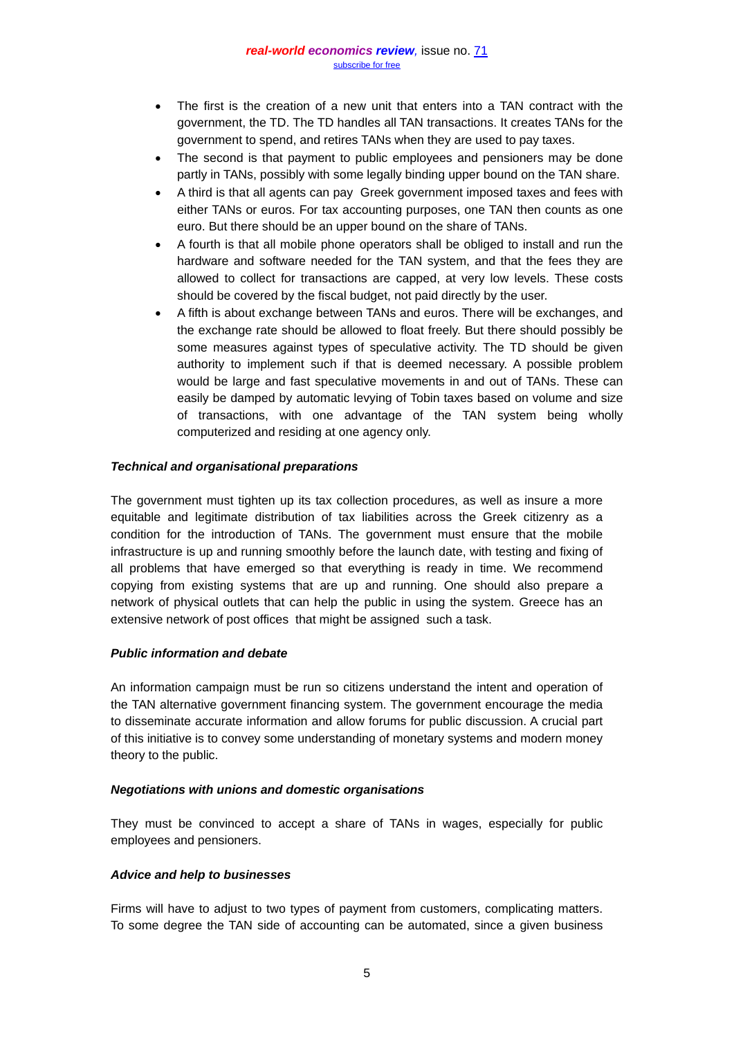- The first is the creation of a new unit that enters into a TAN contract with the government, the TD. The TD handles all TAN transactions. It creates TANs for the government to spend, and retires TANs when they are used to pay taxes.
- The second is that payment to public employees and pensioners may be done partly in TANs, possibly with some legally binding upper bound on the TAN share.
- A third is that all agents can pay Greek government imposed taxes and fees with either TANs or euros. For tax accounting purposes, one TAN then counts as one euro. But there should be an upper bound on the share of TANs.
- A fourth is that all mobile phone operators shall be obliged to install and run the hardware and software needed for the TAN system, and that the fees they are allowed to collect for transactions are capped, at very low levels. These costs should be covered by the fiscal budget, not paid directly by the user.
- A fifth is about exchange between TANs and euros. There will be exchanges, and the exchange rate should be allowed to float freely. But there should possibly be some measures against types of speculative activity. The TD should be given authority to implement such if that is deemed necessary. A possible problem would be large and fast speculative movements in and out of TANs. These can easily be damped by automatic levying of Tobin taxes based on volume and size of transactions, with one advantage of the TAN system being wholly computerized and residing at one agency only.

***Technical and organisational preparations***

The government must tighten up its tax collection procedures, as well as insure a more equitable and legitimate distribution of tax liabilities across the Greek citizenry as a condition for the introduction of TANs. The government must ensure that the mobile infrastructure is up and running smoothly before the launch date, with testing and fixing of all problems that have emerged so that everything is ready in time. We recommend copying from existing systems that are up and running. One should also prepare a network of physical outlets that can help the public in using the system. Greece has an extensive network of post offices that might be assigned such a task.

***Public information and debate***

An information campaign must be run so citizens understand the intent and operation of the TAN alternative government financing system. The government encourage the media to disseminate accurate information and allow forums for public discussion. A crucial part of this initiative is to convey some understanding of monetary systems and modern money theory to the public.

***Negotiations with unions and domestic organisations***

They must be convinced to accept a share of TANs in wages, especially for public employees and pensioners.

***Advice and help to businesses***

Firms will have to adjust to two types of payment from customers, complicating matters. To some degree the TAN side of accounting can be automated, since a given business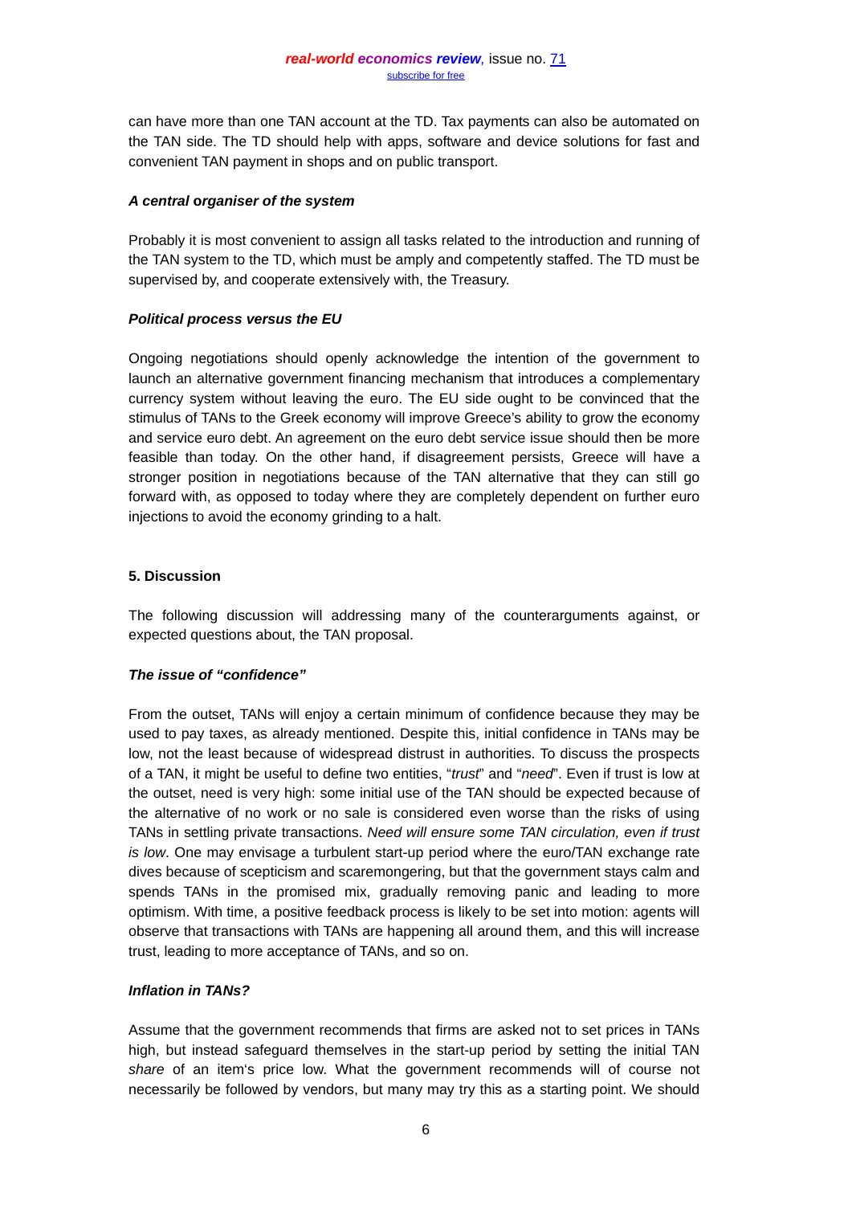can have more than one TAN account at the TD. Tax payments can also be automated on the TAN side. The TD should help with apps, software and device solutions for fast and convenient TAN payment in shops and on public transport.

***A central organiser of the system***

Probably it is most convenient to assign all tasks related to the introduction and running of the TAN system to the TD, which must be amply and competently staffed. The TD must be supervised by, and cooperate extensively with, the Treasury.

***Political process versus the EU***

Ongoing negotiations should openly acknowledge the intention of the government to launch an alternative government financing mechanism that introduces a complementary currency system without leaving the euro. The EU side ought to be convinced that the stimulus of TANs to the Greek economy will improve Greece's ability to grow the economy and service euro debt. An agreement on the euro debt service issue should then be more feasible than today. On the other hand, if disagreement persists, Greece will have a stronger position in negotiations because of the TAN alternative that they can still go forward with, as opposed to today where they are completely dependent on further euro injections to avoid the economy grinding to a halt.

## 5. Discussion

The following discussion will addressing many of the counterarguments against, or expected questions about, the TAN proposal.

***The issue of "confidence"***

From the outset, TANs will enjoy a certain minimum of confidence because they may be used to pay taxes, as already mentioned. Despite this, initial confidence in TANs may be low, not the least because of widespread distrust in authorities. To discuss the prospects of a TAN, it might be useful to define two entities, "*trust*" and "*need*". Even if trust is low at the outset, need is very high: some initial use of the TAN should be expected because of the alternative of no work or no sale is considered even worse than the risks of using TANs in settling private transactions. *Need will ensure some TAN circulation, even if trust is low*. One may envisage a turbulent start-up period where the euro/TAN exchange rate dives because of scepticism and scaremongering, but that the government stays calm and spends TANs in the promised mix, gradually removing panic and leading to more optimism. With time, a positive feedback process is likely to be set into motion: agents will observe that transactions with TANs are happening all around them, and this will increase trust, leading to more acceptance of TANs, and so on.

***Inflation in TANs?***

Assume that the government recommends that firms are asked not to set prices in TANs high, but instead safeguard themselves in the start-up period by setting the initial TAN *share* of an item's price low. What the government recommends will of course not necessarily be followed by vendors, but many may try this as a starting point. We should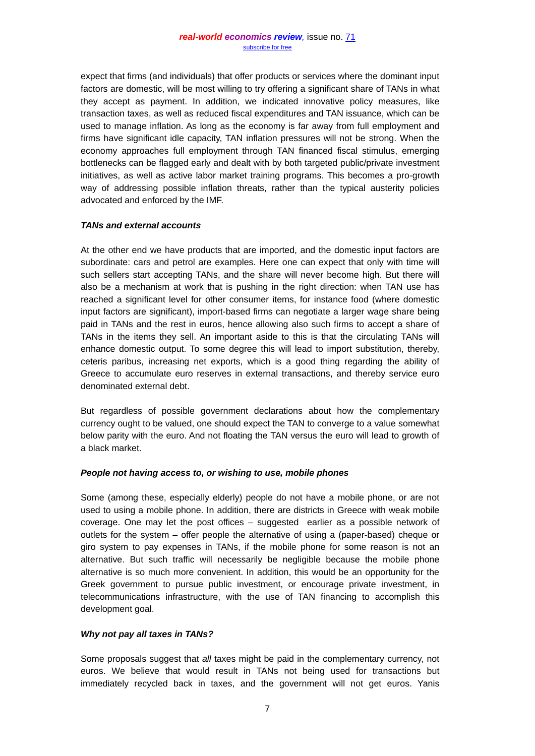expect that firms (and individuals) that offer products or services where the dominant input factors are domestic, will be most willing to try offering a significant share of TANs in what they accept as payment. In addition, we indicated innovative policy measures, like transaction taxes, as well as reduced fiscal expenditures and TAN issuance, which can be used to manage inflation. As long as the economy is far away from full employment and firms have significant idle capacity, TAN inflation pressures will not be strong. When the economy approaches full employment through TAN financed fiscal stimulus, emerging bottlenecks can be flagged early and dealt with by both targeted public/private investment initiatives, as well as active labor market training programs. This becomes a pro-growth way of addressing possible inflation threats, rather than the typical austerity policies advocated and enforced by the IMF.

***TANs and external accounts***

At the other end we have products that are imported, and the domestic input factors are subordinate: cars and petrol are examples. Here one can expect that only with time will such sellers start accepting TANs, and the share will never become high. But there will also be a mechanism at work that is pushing in the right direction: when TAN use has reached a significant level for other consumer items, for instance food (where domestic input factors are significant), import-based firms can negotiate a larger wage share being paid in TANs and the rest in euros, hence allowing also such firms to accept a share of TANs in the items they sell. An important aside to this is that the circulating TANs will enhance domestic output. To some degree this will lead to import substitution, thereby, ceteris paribus, increasing net exports, which is a good thing regarding the ability of Greece to accumulate euro reserves in external transactions, and thereby service euro denominated external debt.

But regardless of possible government declarations about how the complementary currency ought to be valued, one should expect the TAN to converge to a value somewhat below parity with the euro. And not floating the TAN versus the euro will lead to growth of a black market.

***People not having access to, or wishing to use, mobile phones***

Some (among these, especially elderly) people do not have a mobile phone, or are not used to using a mobile phone. In addition, there are districts in Greece with weak mobile coverage. One may let the post offices – suggested earlier as a possible network of outlets for the system – offer people the alternative of using a (paper-based) cheque or giro system to pay expenses in TANs, if the mobile phone for some reason is not an alternative. But such traffic will necessarily be negligible because the mobile phone alternative is so much more convenient. In addition, this would be an opportunity for the Greek government to pursue public investment, or encourage private investment, in telecommunications infrastructure, with the use of TAN financing to accomplish this development goal.

***Why not pay all taxes in TANs?***

Some proposals suggest that *all* taxes might be paid in the complementary currency, not euros. We believe that would result in TANs not being used for transactions but immediately recycled back in taxes, and the government will not get euros. Yanis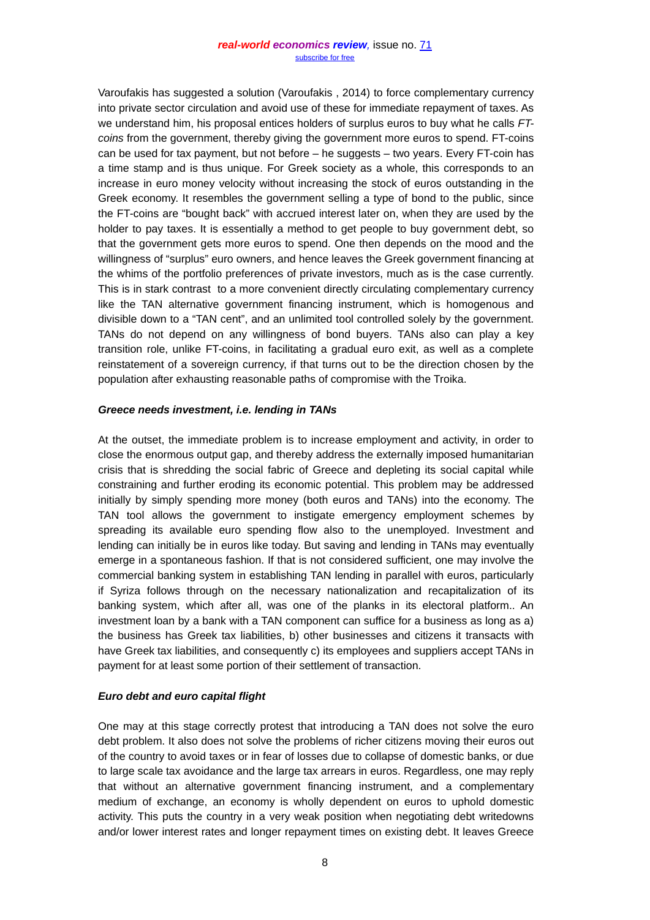Varoufakis has suggested a solution (Varoufakis , 2014) to force complementary currency into private sector circulation and avoid use of these for immediate repayment of taxes. As we understand him, his proposal entices holders of surplus euros to buy what he calls *FT-coins* from the government, thereby giving the government more euros to spend. FT-coins can be used for tax payment, but not before – he suggests – two years. Every FT-coin has a time stamp and is thus unique. For Greek society as a whole, this corresponds to an increase in euro money velocity without increasing the stock of euros outstanding in the Greek economy. It resembles the government selling a type of bond to the public, since the FT-coins are "bought back" with accrued interest later on, when they are used by the holder to pay taxes. It is essentially a method to get people to buy government debt, so that the government gets more euros to spend. One then depends on the mood and the willingness of "surplus" euro owners, and hence leaves the Greek government financing at the whims of the portfolio preferences of private investors, much as is the case currently. This is in stark contrast to a more convenient directly circulating complementary currency like the TAN alternative government financing instrument, which is homogenous and divisible down to a "TAN cent", and an unlimited tool controlled solely by the government. TANs do not depend on any willingness of bond buyers. TANs also can play a key transition role, unlike FT-coins, in facilitating a gradual euro exit, as well as a complete reinstatement of a sovereign currency, if that turns out to be the direction chosen by the population after exhausting reasonable paths of compromise with the Troika.

### *Greece needs investment, i.e. lending in TANs*

At the outset, the immediate problem is to increase employment and activity, in order to close the enormous output gap, and thereby address the externally imposed humanitarian crisis that is shredding the social fabric of Greece and depleting its social capital while constraining and further eroding its economic potential. This problem may be addressed initially by simply spending more money (both euros and TANs) into the economy. The TAN tool allows the government to instigate emergency employment schemes by spreading its available euro spending flow also to the unemployed. Investment and lending can initially be in euros like today. But saving and lending in TANs may eventually emerge in a spontaneous fashion. If that is not considered sufficient, one may involve the commercial banking system in establishing TAN lending in parallel with euros, particularly if Syriza follows through on the necessary nationalization and recapitalization of its banking system, which after all, was one of the planks in its electoral platform.. An investment loan by a bank with a TAN component can suffice for a business as long as a) the business has Greek tax liabilities, b) other businesses and citizens it transacts with have Greek tax liabilities, and consequently c) its employees and suppliers accept TANs in payment for at least some portion of their settlement of transaction.

### *Euro debt and euro capital flight*

One may at this stage correctly protest that introducing a TAN does not solve the euro debt problem. It also does not solve the problems of richer citizens moving their euros out of the country to avoid taxes or in fear of losses due to collapse of domestic banks, or due to large scale tax avoidance and the large tax arrears in euros. Regardless, one may reply that without an alternative government financing instrument, and a complementary medium of exchange, an economy is wholly dependent on euros to uphold domestic activity. This puts the country in a very weak position when negotiating debt writedowns and/or lower interest rates and longer repayment times on existing debt. It leaves Greece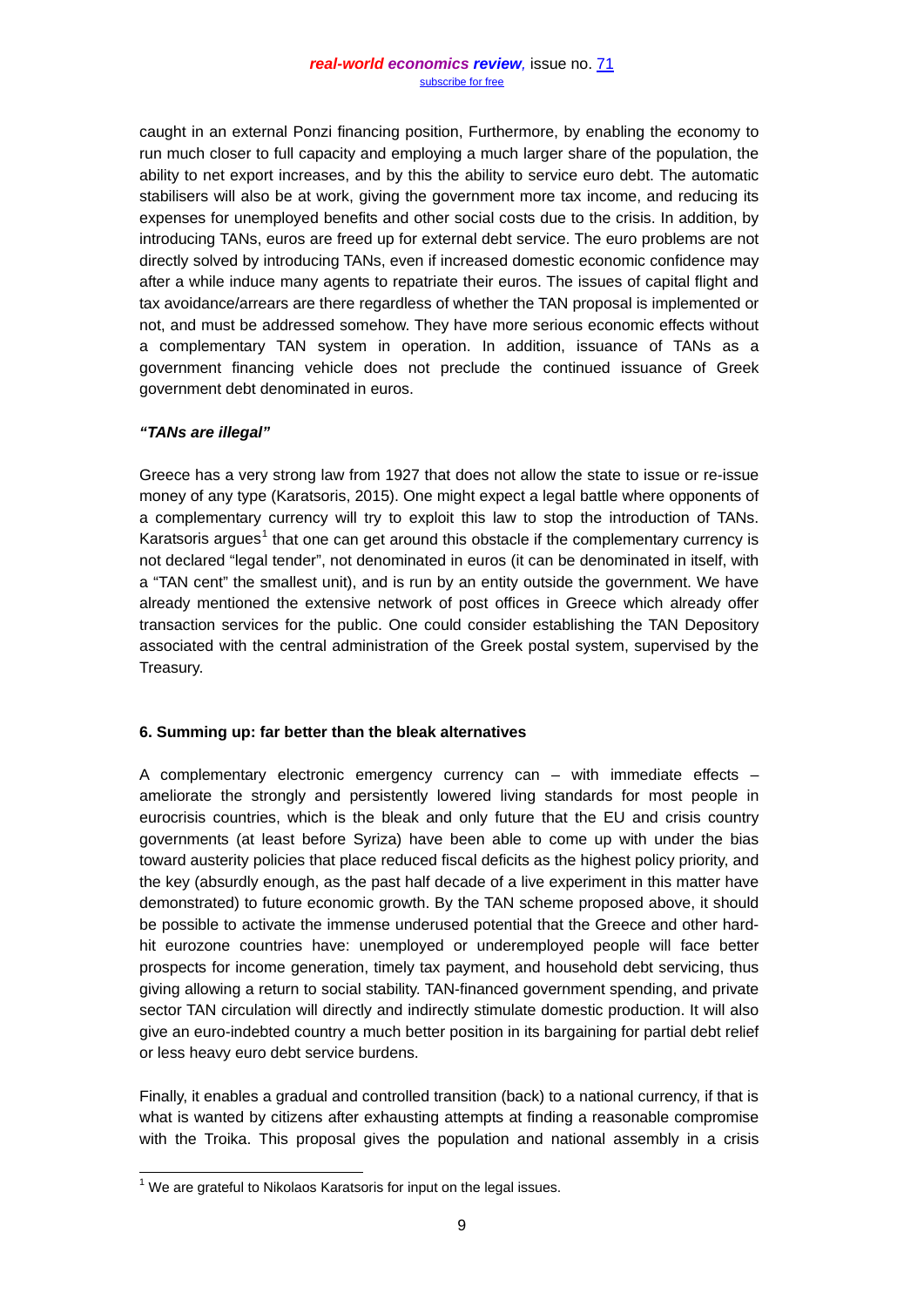caught in an external Ponzi financing position, Furthermore, by enabling the economy to run much closer to full capacity and employing a much larger share of the population, the ability to net export increases, and by this the ability to service euro debt. The automatic stabilisers will also be at work, giving the government more tax income, and reducing its expenses for unemployed benefits and other social costs due to the crisis. In addition, by introducing TANs, euros are freed up for external debt service. The euro problems are not directly solved by introducing TANs, even if increased domestic economic confidence may after a while induce many agents to repatriate their euros. The issues of capital flight and tax avoidance/arrears are there regardless of whether the TAN proposal is implemented or not, and must be addressed somehow. They have more serious economic effects without a complementary TAN system in operation. In addition, issuance of TANs as a government financing vehicle does not preclude the continued issuance of Greek government debt denominated in euros.

***"TANs are illegal"***

Greece has a very strong law from 1927 that does not allow the state to issue or re-issue money of any type (Karatsoris, 2015). One might expect a legal battle where opponents of a complementary currency will try to exploit this law to stop the introduction of TANs. Karatsoris argues[1] that one can get around this obstacle if the complementary currency is not declared "legal tender", not denominated in euros (it can be denominated in itself, with a "TAN cent" the smallest unit), and is run by an entity outside the government. We have already mentioned the extensive network of post offices in Greece which already offer transaction services for the public. One could consider establishing the TAN Depository associated with the central administration of the Greek postal system, supervised by the Treasury.

## 6. Summing up: far better than the bleak alternatives

A complementary electronic emergency currency can – with immediate effects – ameliorate the strongly and persistently lowered living standards for most people in eurocrisis countries, which is the bleak and only future that the EU and crisis country governments (at least before Syriza) have been able to come up with under the bias toward austerity policies that place reduced fiscal deficits as the highest policy priority, and the key (absurdly enough, as the past half decade of a live experiment in this matter have demonstrated) to future economic growth. By the TAN scheme proposed above, it should be possible to activate the immense underused potential that the Greece and other hard-hit eurozone countries have: unemployed or underemployed people will face better prospects for income generation, timely tax payment, and household debt servicing, thus giving allowing a return to social stability. TAN-financed government spending, and private sector TAN circulation will directly and indirectly stimulate domestic production. It will also give an euro-indebted country a much better position in its bargaining for partial debt relief or less heavy euro debt service burdens.

Finally, it enables a gradual and controlled transition (back) to a national currency, if that is what is wanted by citizens after exhausting attempts at finding a reasonable compromise with the Troika. This proposal gives the population and national assembly in a crisis

[1] We are grateful to Nikolaos Karatsoris for input on the legal issues.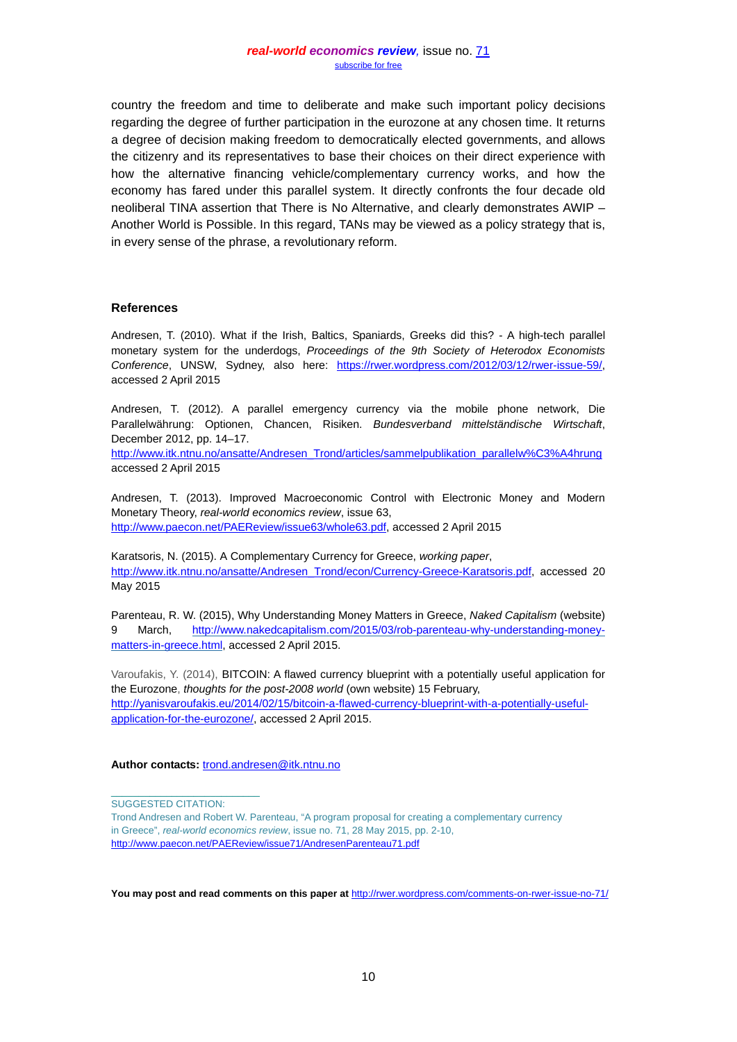country the freedom and time to deliberate and make such important policy decisions regarding the degree of further participation in the eurozone at any chosen time. It returns a degree of decision making freedom to democratically elected governments, and allows the citizenry and its representatives to base their choices on their direct experience with how the alternative financing vehicle/complementary currency works, and how the economy has fared under this parallel system. It directly confronts the four decade old neoliberal TINA assertion that There is No Alternative, and clearly demonstrates AWIP – Another World is Possible. In this regard, TANs may be viewed as a policy strategy that is, in every sense of the phrase, a revolutionary reform.

## References

Andresen, T. (2010). What if the Irish, Baltics, Spaniards, Greeks did this? - A high-tech parallel monetary system for the underdogs, *Proceedings of the 9th Society of Heterodox Economists Conference*, UNSW, Sydney, also here: https://rwer.wordpress.com/2012/03/12/rwer-issue-59/, accessed 2 April 2015

Andresen, T. (2012). A parallel emergency currency via the mobile phone network, Die Parallelwährung: Optionen, Chancen, Risiken. *Bundesverband mittelständische Wirtschaft*, December 2012, pp. 14–17. http://www.itk.ntnu.no/ansatte/Andresen_Trond/articles/sammelpublikation_parallelw%C3%A4hrung accessed 2 April 2015

Andresen, T. (2013). Improved Macroeconomic Control with Electronic Money and Modern Monetary Theory, *real-world economics review*, issue 63, http://www.paecon.net/PAEReview/issue63/whole63.pdf, accessed 2 April 2015

Karatsoris, N. (2015). A Complementary Currency for Greece, *working paper*, http://www.itk.ntnu.no/ansatte/Andresen_Trond/econ/Currency-Greece-Karatsoris.pdf, accessed 20 May 2015

Parenteau, R. W. (2015), Why Understanding Money Matters in Greece, *Naked Capitalism* (website) 9 March, http://www.nakedcapitalism.com/2015/03/rob-parenteau-why-understanding-money-matters-in-greece.html, accessed 2 April 2015.

Varoufakis, Y. (2014), BITCOIN: A flawed currency blueprint with a potentially useful application for the Eurozone, *thoughts for the post-2008 world* (own website) 15 February, http://yanisvaroufakis.eu/2014/02/15/bitcoin-a-flawed-currency-blueprint-with-a-potentially-useful-application-for-the-eurozone/, accessed 2 April 2015.

**Author contacts:** trond.andresen@itk.ntnu.no

---

SUGGESTED CITATION:
Trond Andresen and Robert W. Parenteau, "A program proposal for creating a complementary currency in Greece", *real-world economics review*, issue no. 71, 28 May 2015, pp. 2-10, http://www.paecon.net/PAEReview/issue71/AndresenParenteau71.pdf

**You may post and read comments on this paper at** http://rwer.wordpress.com/comments-on-rwer-issue-no-71/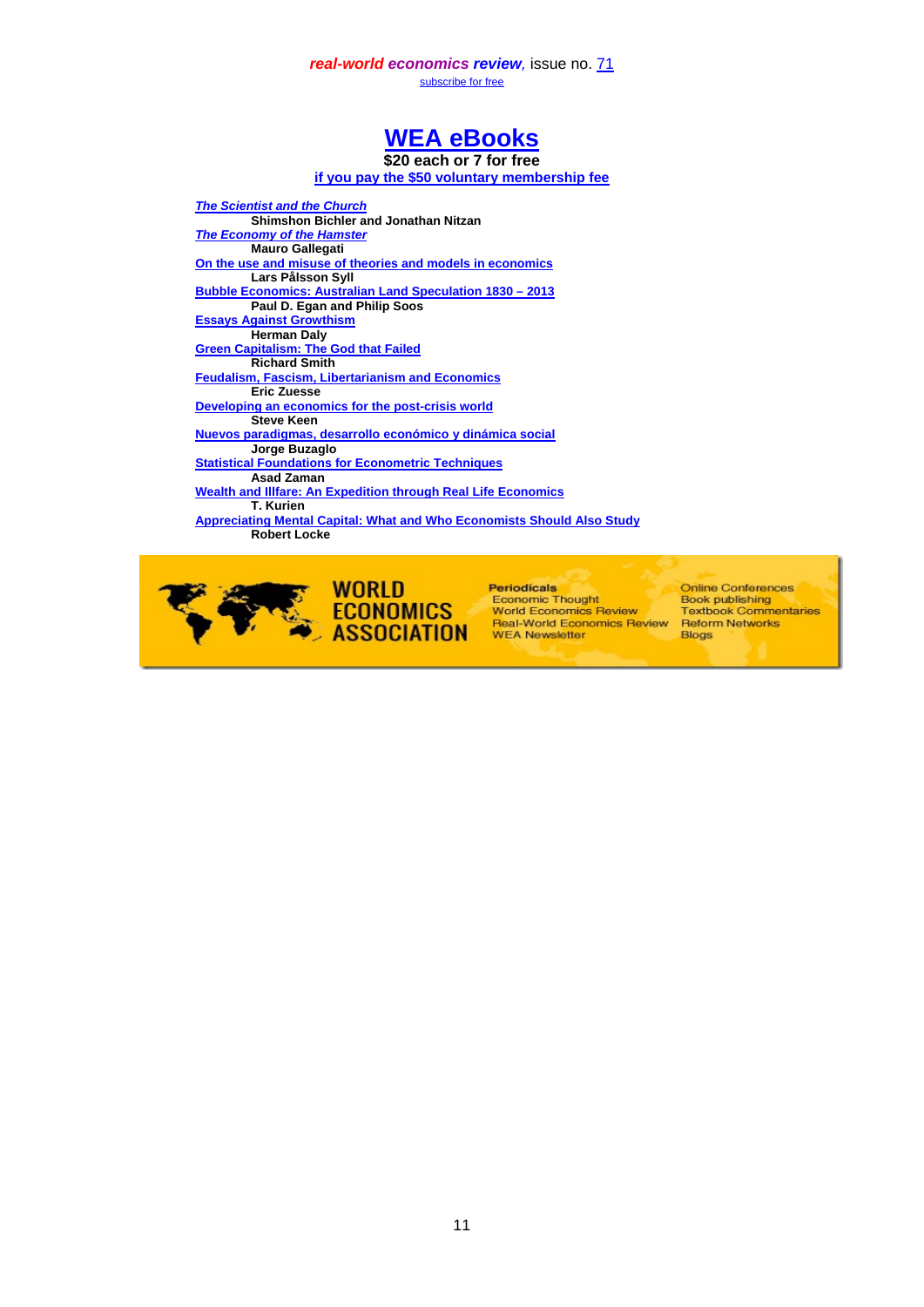# WEA eBooks

**$20 each or 7 for free**

**if you pay the $50 voluntary membership fee**

***The Scientist and the Church***
**Shimshon Bichler and Jonathan Nitzan**

***The Economy of the Hamster***
**Mauro Gallegati**

**On the use and misuse of theories and models in economics**
**Lars Pålsson Syll**

**Bubble Economics: Australian Land Speculation 1830 – 2013**
**Paul D. Egan and Philip Soos**

**Essays Against Growthism**
**Herman Daly**

**Green Capitalism: The God that Failed**
**Richard Smith**

**Feudalism, Fascism, Libertarianism and Economics**
**Eric Zuesse**

**Developing an economics for the post-crisis world**
**Steve Keen**

**Nuevos paradigmas, desarrollo económico y dinámica social**
**Jorge Buzaglo**

**Statistical Foundations for Econometric Techniques**
**Asad Zaman**

**Wealth and Illfare: An Expedition through Real Life Economics**
**T. Kurien**

**Appreciating Mental Capital: What and Who Economists Should Also Study**
**Robert Locke**

WORLD ECONOMICS ASSOCIATION

**Periodicals**
Economic Thought
World Economics Review
Real-World Economics Review
WEA Newsletter

Online Conferences
Book publishing
Textbook Commentaries
Reform Networks
Blogs